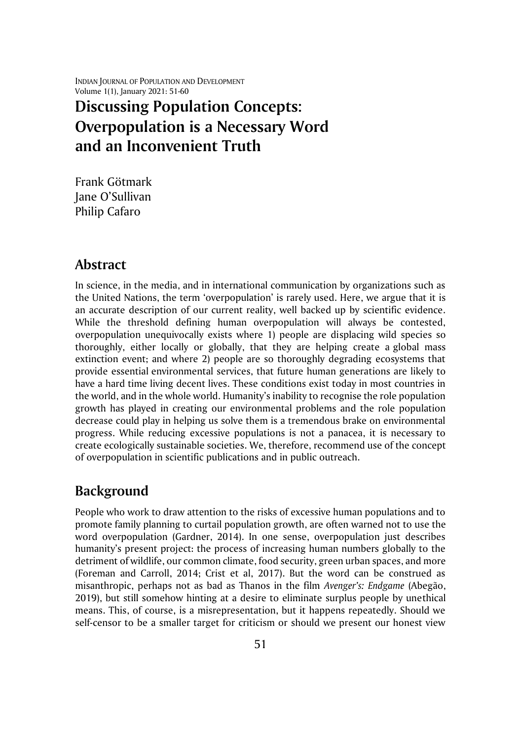# Discussing Population Concepts: Overpopulation is a Necessary Word and an Inconvenient Truth

Frank Götmark
Jane O'Sullivan
Philip Cafaro

## Abstract

In science, in the media, and in international communication by organizations such as the United Nations, the term 'overpopulation' is rarely used. Here, we argue that it is an accurate description of our current reality, well backed up by scientific evidence. While the threshold defining human overpopulation will always be contested, overpopulation unequivocally exists where 1) people are displacing wild species so thoroughly, either locally or globally, that they are helping create a global mass extinction event; and where 2) people are so thoroughly degrading ecosystems that provide essential environmental services, that future human generations are likely to have a hard time living decent lives. These conditions exist today in most countries in the world, and in the whole world. Humanity's inability to recognise the role population growth has played in creating our environmental problems and the role population decrease could play in helping us solve them is a tremendous brake on environmental progress. While reducing excessive populations is not a panacea, it is necessary to create ecologically sustainable societies. We, therefore, recommend use of the concept of overpopulation in scientific publications and in public outreach.

## Background

People who work to draw attention to the risks of excessive human populations and to promote family planning to curtail population growth, are often warned not to use the word overpopulation (Gardner, 2014). In one sense, overpopulation just describes humanity's present project: the process of increasing human numbers globally to the detriment of wildlife, our common climate, food security, green urban spaces, and more (Foreman and Carroll, 2014; Crist et al, 2017). But the word can be construed as misanthropic, perhaps not as bad as Thanos in the film *Avenger's: Endgame* (Abegão, 2019), but still somehow hinting at a desire to eliminate surplus people by unethical means. This, of course, is a misrepresentation, but it happens repeatedly. Should we self-censor to be a smaller target for criticism or should we present our honest view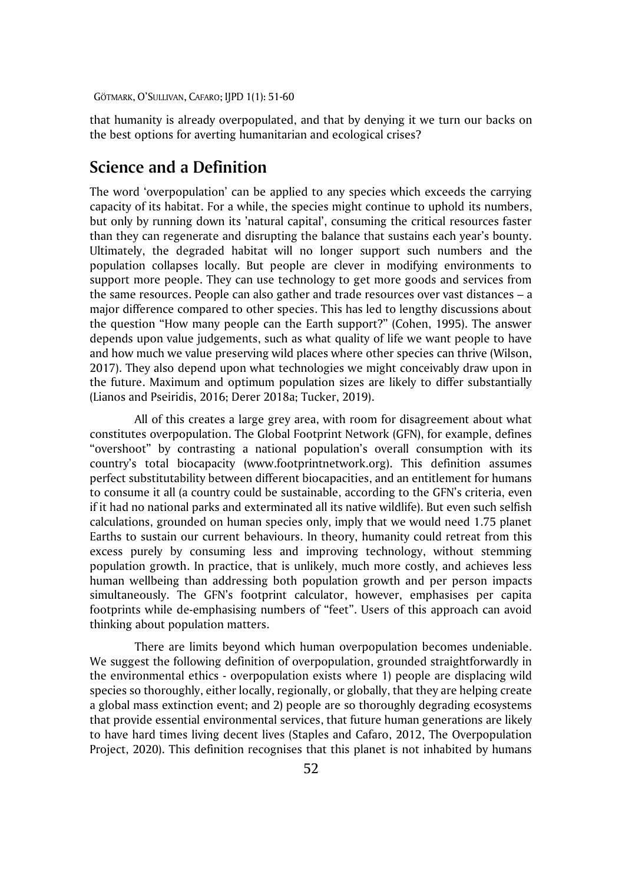that humanity is already overpopulated, and that by denying it we turn our backs on the best options for averting humanitarian and ecological crises?

## Science and a Definition

The word 'overpopulation' can be applied to any species which exceeds the carrying capacity of its habitat. For a while, the species might continue to uphold its numbers, but only by running down its 'natural capital', consuming the critical resources faster than they can regenerate and disrupting the balance that sustains each year's bounty. Ultimately, the degraded habitat will no longer support such numbers and the population collapses locally. But people are clever in modifying environments to support more people. They can use technology to get more goods and services from the same resources. People can also gather and trade resources over vast distances – a major difference compared to other species. This has led to lengthy discussions about the question "How many people can the Earth support?" (Cohen, 1995). The answer depends upon value judgements, such as what quality of life we want people to have and how much we value preserving wild places where other species can thrive (Wilson, 2017). They also depend upon what technologies we might conceivably draw upon in the future. Maximum and optimum population sizes are likely to differ substantially (Lianos and Pseiridis, 2016; Derer 2018a; Tucker, 2019).

All of this creates a large grey area, with room for disagreement about what constitutes overpopulation. The Global Footprint Network (GFN), for example, defines "overshoot" by contrasting a national population's overall consumption with its country's total biocapacity (www.footprintnetwork.org). This definition assumes perfect substitutability between different biocapacities, and an entitlement for humans to consume it all (a country could be sustainable, according to the GFN's criteria, even if it had no national parks and exterminated all its native wildlife). But even such selfish calculations, grounded on human species only, imply that we would need 1.75 planet Earths to sustain our current behaviours. In theory, humanity could retreat from this excess purely by consuming less and improving technology, without stemming population growth. In practice, that is unlikely, much more costly, and achieves less human wellbeing than addressing both population growth and per person impacts simultaneously. The GFN's footprint calculator, however, emphasises per capita footprints while de-emphasising numbers of "feet". Users of this approach can avoid thinking about population matters.

There are limits beyond which human overpopulation becomes undeniable. We suggest the following definition of overpopulation, grounded straightforwardly in the environmental ethics - overpopulation exists where 1) people are displacing wild species so thoroughly, either locally, regionally, or globally, that they are helping create a global mass extinction event; and 2) people are so thoroughly degrading ecosystems that provide essential environmental services, that future human generations are likely to have hard times living decent lives (Staples and Cafaro, 2012, The Overpopulation Project, 2020). This definition recognises that this planet is not inhabited by humans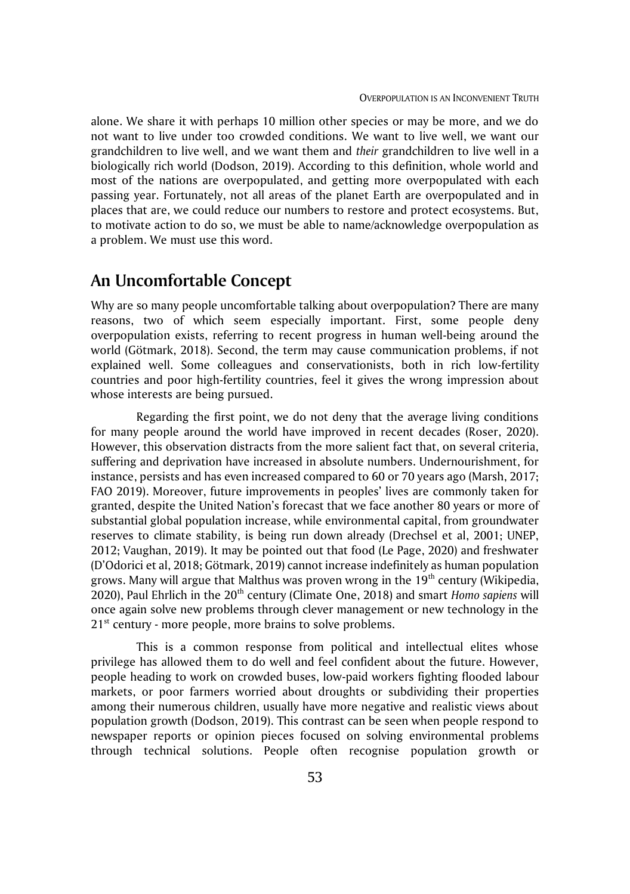alone. We share it with perhaps 10 million other species or may be more, and we do not want to live under too crowded conditions. We want to live well, we want our grandchildren to live well, and we want them and *their* grandchildren to live well in a biologically rich world (Dodson, 2019). According to this definition, whole world and most of the nations are overpopulated, and getting more overpopulated with each passing year. Fortunately, not all areas of the planet Earth are overpopulated and in places that are, we could reduce our numbers to restore and protect ecosystems. But, to motivate action to do so, we must be able to name/acknowledge overpopulation as a problem. We must use this word.

## An Uncomfortable Concept

Why are so many people uncomfortable talking about overpopulation? There are many reasons, two of which seem especially important. First, some people deny overpopulation exists, referring to recent progress in human well-being around the world (Götmark, 2018). Second, the term may cause communication problems, if not explained well. Some colleagues and conservationists, both in rich low-fertility countries and poor high-fertility countries, feel it gives the wrong impression about whose interests are being pursued.

Regarding the first point, we do not deny that the average living conditions for many people around the world have improved in recent decades (Roser, 2020). However, this observation distracts from the more salient fact that, on several criteria, suffering and deprivation have increased in absolute numbers. Undernourishment, for instance, persists and has even increased compared to 60 or 70 years ago (Marsh, 2017; FAO 2019). Moreover, future improvements in peoples' lives are commonly taken for granted, despite the United Nation's forecast that we face another 80 years or more of substantial global population increase, while environmental capital, from groundwater reserves to climate stability, is being run down already (Drechsel et al, 2001; UNEP, 2012; Vaughan, 2019). It may be pointed out that food (Le Page, 2020) and freshwater (D'Odorici et al, 2018; Götmark, 2019) cannot increase indefinitely as human population grows. Many will argue that Malthus was proven wrong in the 19th century (Wikipedia, 2020), Paul Ehrlich in the 20th century (Climate One, 2018) and smart *Homo sapiens* will once again solve new problems through clever management or new technology in the 21st century - more people, more brains to solve problems.

This is a common response from political and intellectual elites whose privilege has allowed them to do well and feel confident about the future. However, people heading to work on crowded buses, low-paid workers fighting flooded labour markets, or poor farmers worried about droughts or subdividing their properties among their numerous children, usually have more negative and realistic views about population growth (Dodson, 2019). This contrast can be seen when people respond to newspaper reports or opinion pieces focused on solving environmental problems through technical solutions. People often recognise population growth or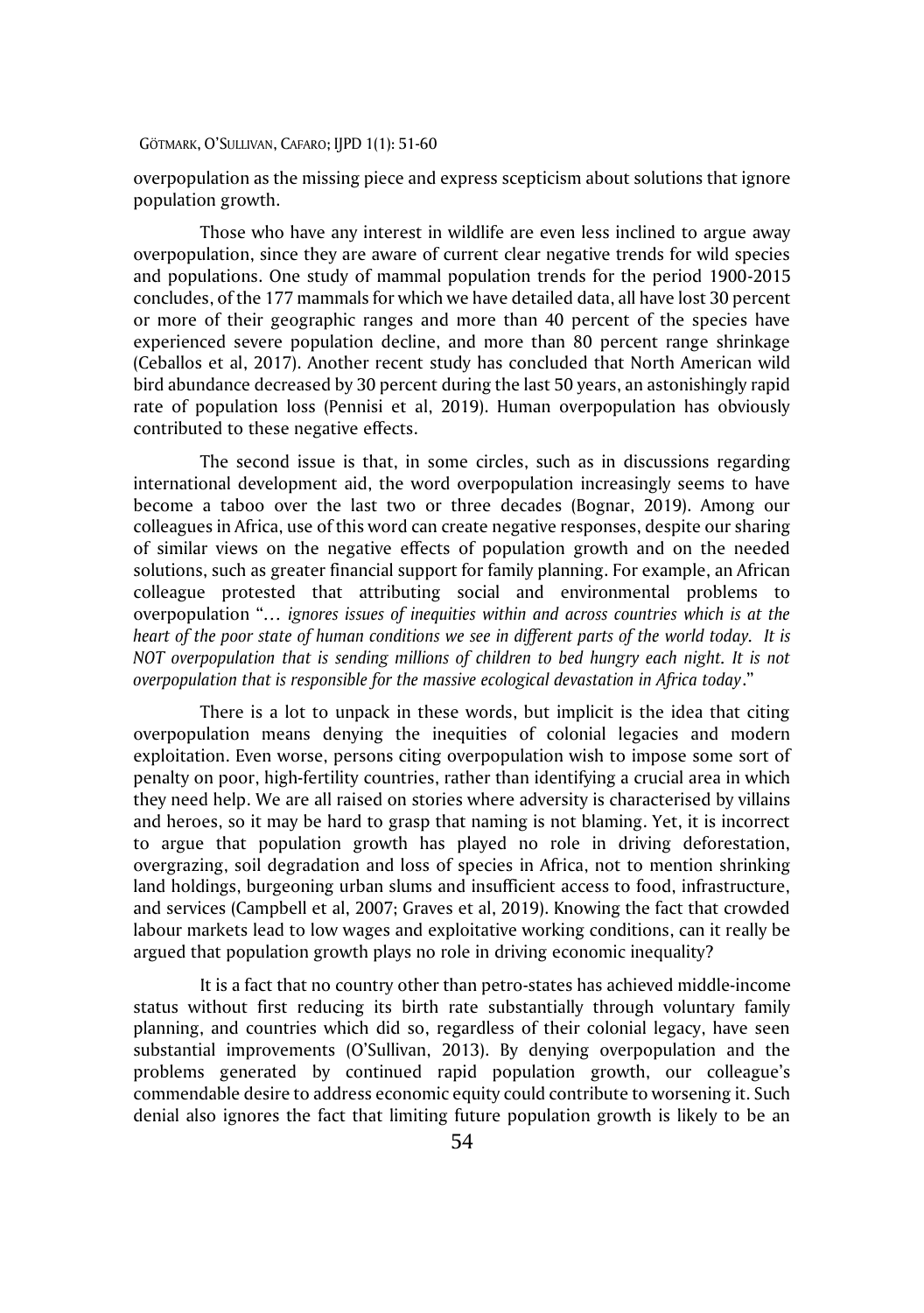overpopulation as the missing piece and express scepticism about solutions that ignore population growth.

Those who have any interest in wildlife are even less inclined to argue away overpopulation, since they are aware of current clear negative trends for wild species and populations. One study of mammal population trends for the period 1900-2015 concludes, of the 177 mammals for which we have detailed data, all have lost 30 percent or more of their geographic ranges and more than 40 percent of the species have experienced severe population decline, and more than 80 percent range shrinkage (Ceballos et al, 2017). Another recent study has concluded that North American wild bird abundance decreased by 30 percent during the last 50 years, an astonishingly rapid rate of population loss (Pennisi et al, 2019). Human overpopulation has obviously contributed to these negative effects.

The second issue is that, in some circles, such as in discussions regarding international development aid, the word overpopulation increasingly seems to have become a taboo over the last two or three decades (Bognar, 2019). Among our colleagues in Africa, use of this word can create negative responses, despite our sharing of similar views on the negative effects of population growth and on the needed solutions, such as greater financial support for family planning. For example, an African colleague protested that attributing social and environmental problems to overpopulation "*… ignores issues of inequities within and across countries which is at the heart of the poor state of human conditions we see in different parts of the world today. It is NOT overpopulation that is sending millions of children to bed hungry each night. It is not overpopulation that is responsible for the massive ecological devastation in Africa today*."

There is a lot to unpack in these words, but implicit is the idea that citing overpopulation means denying the inequities of colonial legacies and modern exploitation. Even worse, persons citing overpopulation wish to impose some sort of penalty on poor, high-fertility countries, rather than identifying a crucial area in which they need help. We are all raised on stories where adversity is characterised by villains and heroes, so it may be hard to grasp that naming is not blaming. Yet, it is incorrect to argue that population growth has played no role in driving deforestation, overgrazing, soil degradation and loss of species in Africa, not to mention shrinking land holdings, burgeoning urban slums and insufficient access to food, infrastructure, and services (Campbell et al, 2007; Graves et al, 2019). Knowing the fact that crowded labour markets lead to low wages and exploitative working conditions, can it really be argued that population growth plays no role in driving economic inequality?

It is a fact that no country other than petro-states has achieved middle-income status without first reducing its birth rate substantially through voluntary family planning, and countries which did so, regardless of their colonial legacy, have seen substantial improvements (O'Sullivan, 2013). By denying overpopulation and the problems generated by continued rapid population growth, our colleague's commendable desire to address economic equity could contribute to worsening it. Such denial also ignores the fact that limiting future population growth is likely to be an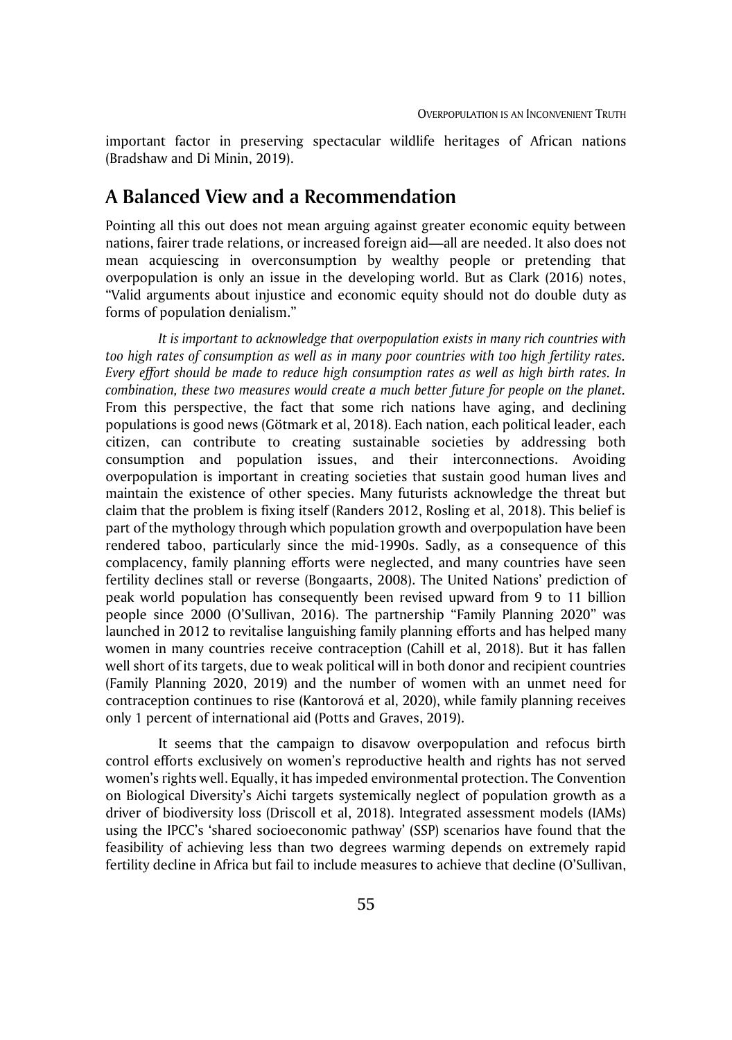important factor in preserving spectacular wildlife heritages of African nations (Bradshaw and Di Minin, 2019).

## A Balanced View and a Recommendation

Pointing all this out does not mean arguing against greater economic equity between nations, fairer trade relations, or increased foreign aid—all are needed. It also does not mean acquiescing in overconsumption by wealthy people or pretending that overpopulation is only an issue in the developing world. But as Clark (2016) notes, "Valid arguments about injustice and economic equity should not do double duty as forms of population denialism."

*It is important to acknowledge that overpopulation exists in many rich countries with too high rates of consumption as well as in many poor countries with too high fertility rates. Every effort should be made to reduce high consumption rates as well as high birth rates. In combination, these two measures would create a much better future for people on the planet.* From this perspective, the fact that some rich nations have aging, and declining populations is good news (Götmark et al, 2018). Each nation, each political leader, each citizen, can contribute to creating sustainable societies by addressing both consumption and population issues, and their interconnections. Avoiding overpopulation is important in creating societies that sustain good human lives and maintain the existence of other species. Many futurists acknowledge the threat but claim that the problem is fixing itself (Randers 2012, Rosling et al, 2018). This belief is part of the mythology through which population growth and overpopulation have been rendered taboo, particularly since the mid-1990s. Sadly, as a consequence of this complacency, family planning efforts were neglected, and many countries have seen fertility declines stall or reverse (Bongaarts, 2008). The United Nations' prediction of peak world population has consequently been revised upward from 9 to 11 billion people since 2000 (O'Sullivan, 2016). The partnership "Family Planning 2020" was launched in 2012 to revitalise languishing family planning efforts and has helped many women in many countries receive contraception (Cahill et al, 2018). But it has fallen well short of its targets, due to weak political will in both donor and recipient countries (Family Planning 2020, 2019) and the number of women with an unmet need for contraception continues to rise (Kantorová et al, 2020), while family planning receives only 1 percent of international aid (Potts and Graves, 2019).

It seems that the campaign to disavow overpopulation and refocus birth control efforts exclusively on women's reproductive health and rights has not served women's rights well. Equally, it has impeded environmental protection. The Convention on Biological Diversity's Aichi targets systemically neglect of population growth as a driver of biodiversity loss (Driscoll et al, 2018). Integrated assessment models (IAMs) using the IPCC's 'shared socioeconomic pathway' (SSP) scenarios have found that the feasibility of achieving less than two degrees warming depends on extremely rapid fertility decline in Africa but fail to include measures to achieve that decline (O'Sullivan,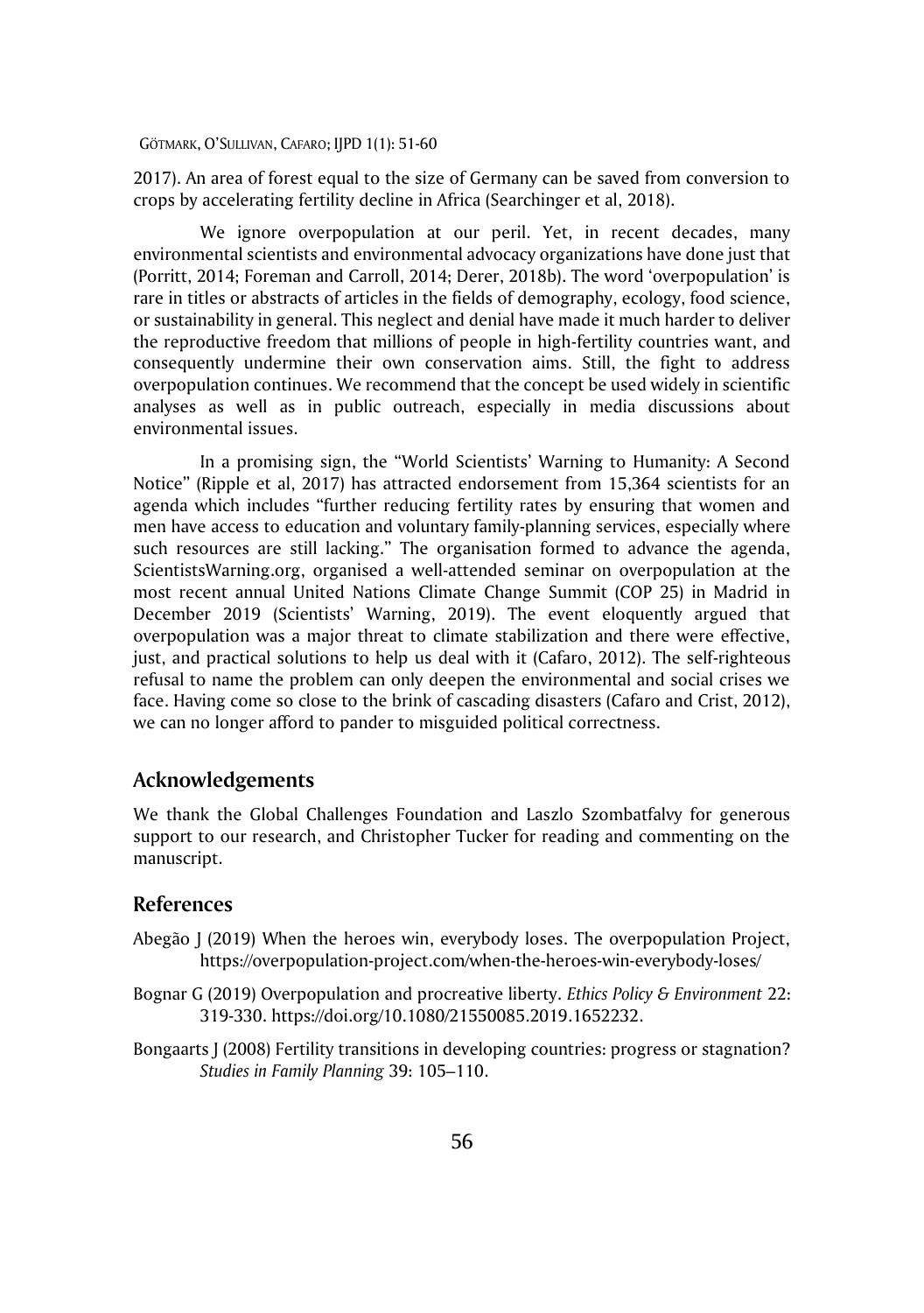2017). An area of forest equal to the size of Germany can be saved from conversion to crops by accelerating fertility decline in Africa (Searchinger et al, 2018).

We ignore overpopulation at our peril. Yet, in recent decades, many environmental scientists and environmental advocacy organizations have done just that (Porritt, 2014; Foreman and Carroll, 2014; Derer, 2018b). The word 'overpopulation' is rare in titles or abstracts of articles in the fields of demography, ecology, food science, or sustainability in general. This neglect and denial have made it much harder to deliver the reproductive freedom that millions of people in high-fertility countries want, and consequently undermine their own conservation aims. Still, the fight to address overpopulation continues. We recommend that the concept be used widely in scientific analyses as well as in public outreach, especially in media discussions about environmental issues.

In a promising sign, the "World Scientists' Warning to Humanity: A Second Notice" (Ripple et al, 2017) has attracted endorsement from 15,364 scientists for an agenda which includes "further reducing fertility rates by ensuring that women and men have access to education and voluntary family-planning services, especially where such resources are still lacking." The organisation formed to advance the agenda, ScientistsWarning.org, organised a well-attended seminar on overpopulation at the most recent annual United Nations Climate Change Summit (COP 25) in Madrid in December 2019 (Scientists' Warning, 2019). The event eloquently argued that overpopulation was a major threat to climate stabilization and there were effective, just, and practical solutions to help us deal with it (Cafaro, 2012). The self-righteous refusal to name the problem can only deepen the environmental and social crises we face. Having come so close to the brink of cascading disasters (Cafaro and Crist, 2012), we can no longer afford to pander to misguided political correctness.

## Acknowledgements

We thank the Global Challenges Foundation and Laszlo Szombatfalvy for generous support to our research, and Christopher Tucker for reading and commenting on the manuscript.

## References

Abegão J (2019) When the heroes win, everybody loses. The overpopulation Project, https://overpopulation-project.com/when-the-heroes-win-everybody-loses/

Bognar G (2019) Overpopulation and procreative liberty. *Ethics Policy & Environment* 22: 319-330. https://doi.org/10.1080/21550085.2019.1652232.

Bongaarts J (2008) Fertility transitions in developing countries: progress or stagnation? *Studies in Family Planning* 39: 105–110.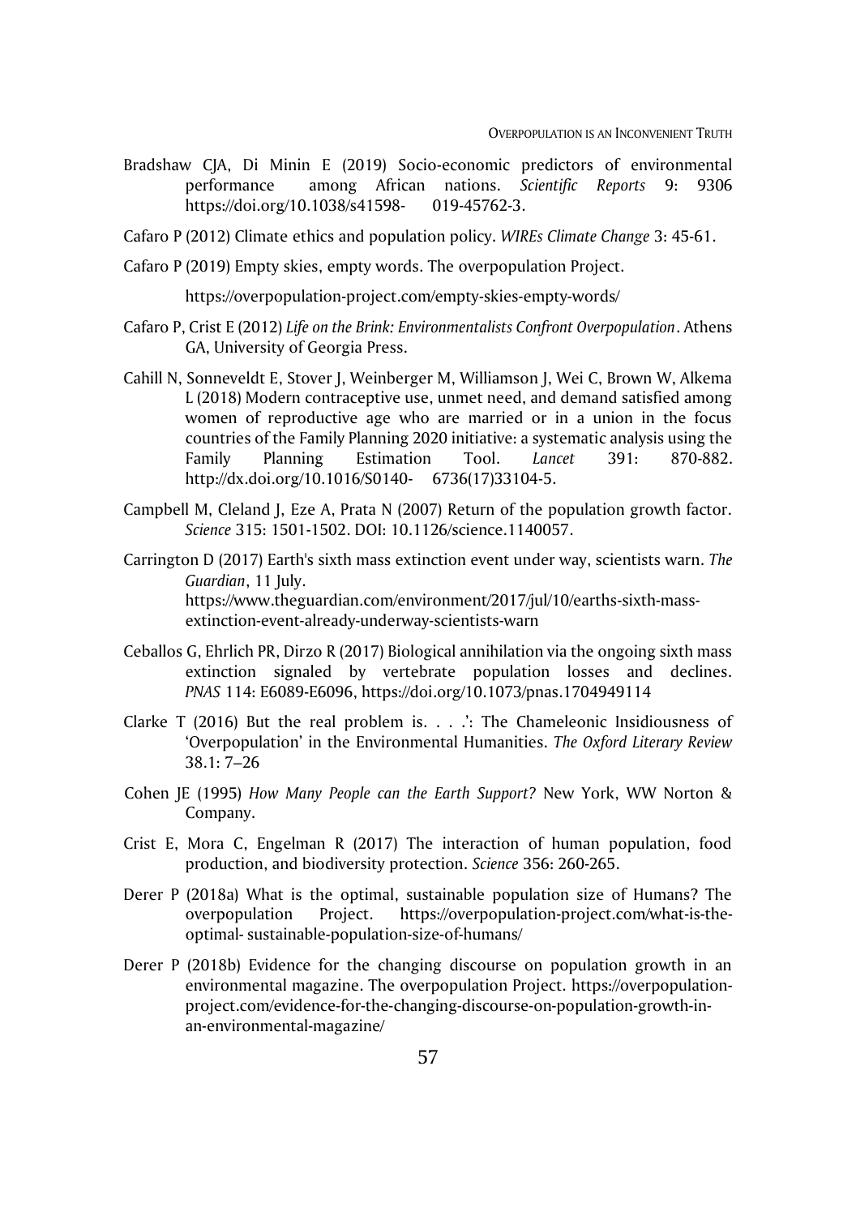Bradshaw CJA, Di Minin E (2019) Socio-economic predictors of environmental performance among African nations. *Scientific Reports* 9: 9306 https://doi.org/10.1038/s41598- 019-45762-3.

Cafaro P (2012) Climate ethics and population policy. *WIREs Climate Change* 3: 45-61.

Cafaro P (2019) Empty skies, empty words. The overpopulation Project.

https://overpopulation-project.com/empty-skies-empty-words/

Cafaro P, Crist E (2012) *Life on the Brink: Environmentalists Confront Overpopulation*. Athens GA, University of Georgia Press.

Cahill N, Sonneveldt E, Stover J, Weinberger M, Williamson J, Wei C, Brown W, Alkema L (2018) Modern contraceptive use, unmet need, and demand satisfied among women of reproductive age who are married or in a union in the focus countries of the Family Planning 2020 initiative: a systematic analysis using the Family Planning Estimation Tool. *Lancet* 391: 870-882. http://dx.doi.org/10.1016/S0140- 6736(17)33104-5.

Campbell M, Cleland J, Eze A, Prata N (2007) Return of the population growth factor. *Science* 315: 1501-1502. DOI: 10.1126/science.1140057.

Carrington D (2017) Earth's sixth mass extinction event under way, scientists warn. *The Guardian*, 11 July. https://www.theguardian.com/environment/2017/jul/10/earths-sixth-mass-extinction-event-already-underway-scientists-warn

Ceballos G, Ehrlich PR, Dirzo R (2017) Biological annihilation via the ongoing sixth mass extinction signaled by vertebrate population losses and declines. *PNAS* 114: E6089-E6096, https://doi.org/10.1073/pnas.1704949114

Clarke T (2016) But the real problem is. . . .': The Chameleonic Insidiousness of 'Overpopulation' in the Environmental Humanities. *The Oxford Literary Review* 38.1: 7–26

Cohen JE (1995) *How Many People can the Earth Support?* New York, WW Norton & Company.

Crist E, Mora C, Engelman R (2017) The interaction of human population, food production, and biodiversity protection. *Science* 356: 260-265.

Derer P (2018a) What is the optimal, sustainable population size of Humans? The overpopulation Project. https://overpopulation-project.com/what-is-the-optimal- sustainable-population-size-of-humans/

Derer P (2018b) Evidence for the changing discourse on population growth in an environmental magazine. The overpopulation Project. https://overpopulation-project.com/evidence-for-the-changing-discourse-on-population-growth-in-an-environmental-magazine/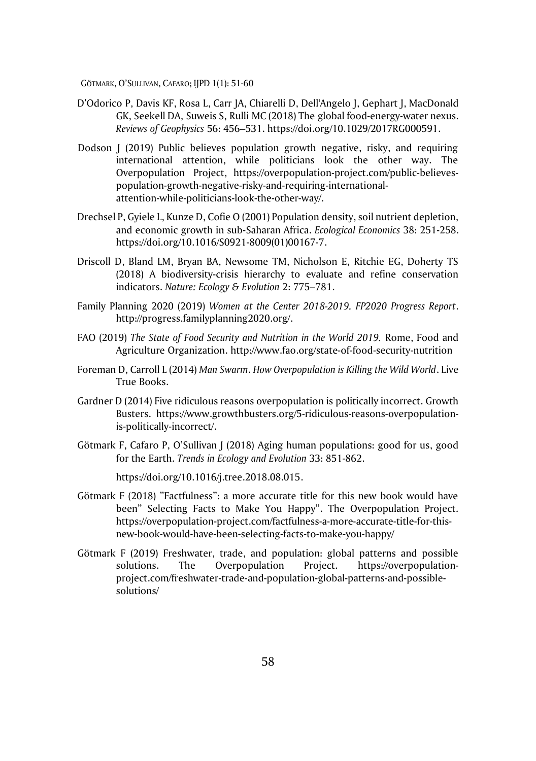D'Odorico P, Davis KF, Rosa L, Carr JA, Chiarelli D, Dell'Angelo J, Gephart J, MacDonald GK, Seekell DA, Suweis S, Rulli MC (2018) The global food-energy-water nexus. *Reviews of Geophysics* 56: 456–531. https://doi.org/10.1029/2017RG000591.

Dodson J (2019) Public believes population growth negative, risky, and requiring international attention, while politicians look the other way. The Overpopulation Project, https://overpopulation-project.com/public-believes-population-growth-negative-risky-and-requiring-international-attention-while-politicians-look-the-other-way/.

Drechsel P, Gyiele L, Kunze D, Cofie O (2001) Population density, soil nutrient depletion, and economic growth in sub-Saharan Africa. *Ecological Economics* 38: 251-258. https://doi.org/10.1016/S0921-8009(01)00167-7.

Driscoll D, Bland LM, Bryan BA, Newsome TM, Nicholson E, Ritchie EG, Doherty TS (2018) A biodiversity-crisis hierarchy to evaluate and refine conservation indicators. *Nature: Ecology & Evolution* 2: 775–781.

Family Planning 2020 (2019) *Women at the Center 2018-2019. FP2020 Progress Report*. http://progress.familyplanning2020.org/.

FAO (2019) *The State of Food Security and Nutrition in the World 2019.* Rome, Food and Agriculture Organization. http://www.fao.org/state-of-food-security-nutrition

Foreman D, Carroll L (2014) *Man Swarm. How Overpopulation is Killing the Wild World*. Live True Books.

Gardner D (2014) Five ridiculous reasons overpopulation is politically incorrect. Growth Busters. https://www.growthbusters.org/5-ridiculous-reasons-overpopulation-is-politically-incorrect/.

Götmark F, Cafaro P, O'Sullivan J (2018) Aging human populations: good for us, good for the Earth. *Trends in Ecology and Evolution* 33: 851-862.

https://doi.org/10.1016/j.tree.2018.08.015.

Götmark F (2018) "Factfulness": a more accurate title for this new book would have been" Selecting Facts to Make You Happy". The Overpopulation Project. https://overpopulation-project.com/factfulness-a-more-accurate-title-for-this-new-book-would-have-been-selecting-facts-to-make-you-happy/

Götmark F (2019) Freshwater, trade, and population: global patterns and possible solutions. The Overpopulation Project. https://overpopulation-project.com/freshwater-trade-and-population-global-patterns-and-possible-solutions/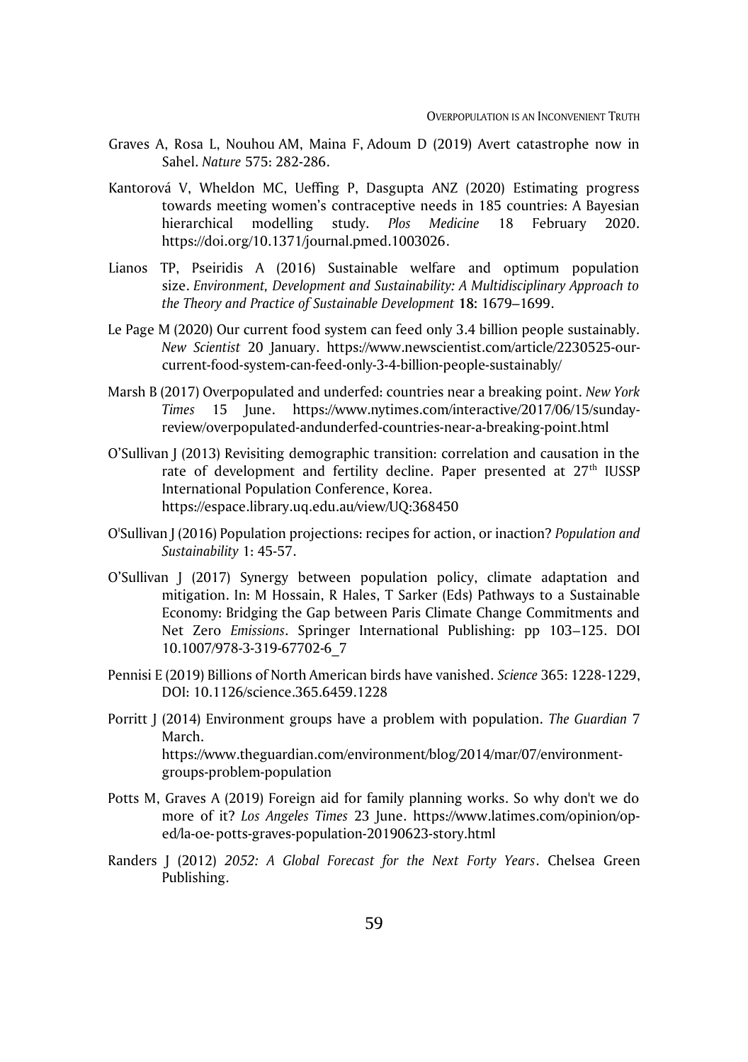Graves A, Rosa L, Nouhou AM, Maina F, Adoum D (2019) Avert catastrophe now in Sahel. *Nature* 575: 282-286.

Kantorová V, Wheldon MC, Ueffing P, Dasgupta ANZ (2020) Estimating progress towards meeting women's contraceptive needs in 185 countries: A Bayesian hierarchical modelling study. *Plos Medicine* 18 February 2020. https://doi.org/10.1371/journal.pmed.1003026.

Lianos TP, Pseiridis A (2016) Sustainable welfare and optimum population size. *Environment, Development and Sustainability: A Multidisciplinary Approach to the Theory and Practice of Sustainable Development* **18**: 1679–1699.

Le Page M (2020) Our current food system can feed only 3.4 billion people sustainably. *New Scientist* 20 January. https://www.newscientist.com/article/2230525-our-current-food-system-can-feed-only-3-4-billion-people-sustainably/

Marsh B (2017) Overpopulated and underfed: countries near a breaking point. *New York Times* 15 June. https://www.nytimes.com/interactive/2017/06/15/sunday-review/overpopulated-andunderfed-countries-near-a-breaking-point.html

O'Sullivan J (2013) Revisiting demographic transition: correlation and causation in the rate of development and fertility decline. Paper presented at 27th IUSSP International Population Conference, Korea. https://espace.library.uq.edu.au/view/UQ:368450

O'Sullivan J (2016) Population projections: recipes for action, or inaction? *Population and Sustainability* 1: 45-57.

O'Sullivan J (2017) Synergy between population policy, climate adaptation and mitigation. In: M Hossain, R Hales, T Sarker (Eds) Pathways to a Sustainable Economy: Bridging the Gap between Paris Climate Change Commitments and Net Zero *Emissions*. Springer International Publishing: pp 103–125. DOI 10.1007/978-3-319-67702-6_7

Pennisi E (2019) Billions of North American birds have vanished. *Science* 365: 1228-1229, DOI: 10.1126/science.365.6459.1228

Porritt J (2014) Environment groups have a problem with population. *The Guardian* 7 March. https://www.theguardian.com/environment/blog/2014/mar/07/environment-groups-problem-population

Potts M, Graves A (2019) Foreign aid for family planning works. So why don't we do more of it? *Los Angeles Times* 23 June. https://www.latimes.com/opinion/op-ed/la-oe-potts-graves-population-20190623-story.html

Randers J (2012) *2052: A Global Forecast for the Next Forty Years*. Chelsea Green Publishing.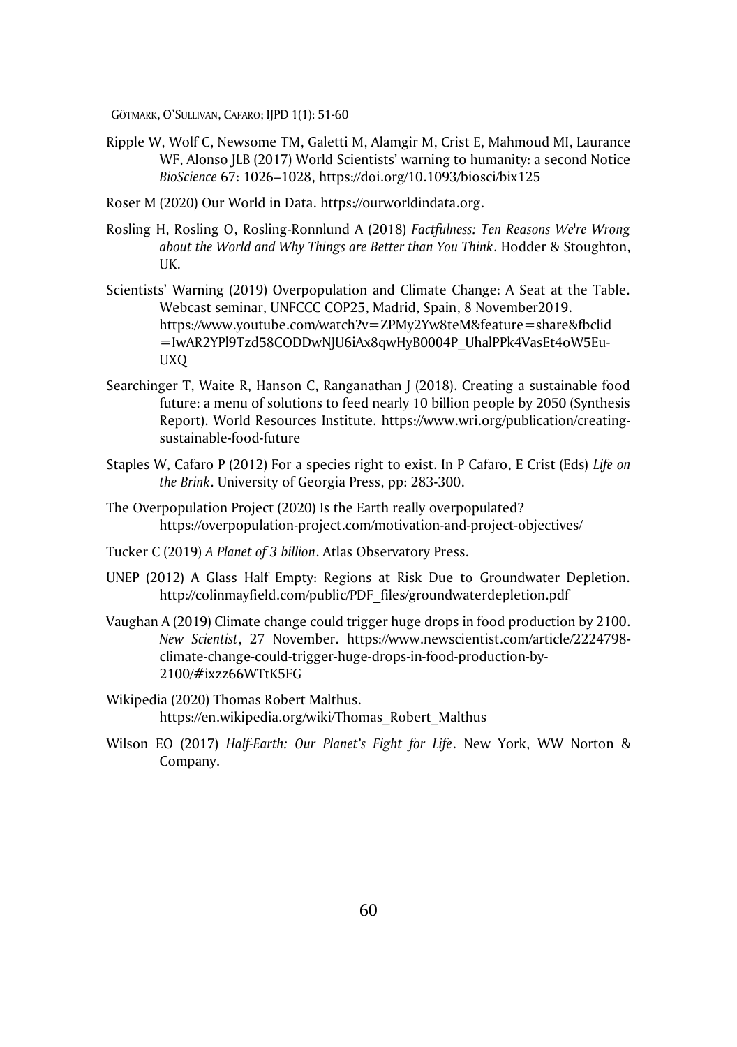Ripple W, Wolf C, Newsome TM, Galetti M, Alamgir M, Crist E, Mahmoud MI, Laurance WF, Alonso JLB (2017) World Scientists' warning to humanity: a second Notice *BioScience* 67: 1026–1028, https://doi.org/10.1093/biosci/bix125

Roser M (2020) Our World in Data. https://ourworldindata.org.

Rosling H, Rosling O, Rosling-Ronnlund A (2018) *Factfulness: Ten Reasons We're Wrong about the World and Why Things are Better than You Think*. Hodder & Stoughton, UK.

Scientists' Warning (2019) Overpopulation and Climate Change: A Seat at the Table. Webcast seminar, UNFCCC COP25, Madrid, Spain, 8 November2019. https://www.youtube.com/watch?v=ZPMy2Yw8teM&feature=share&fbclid=IwAR2YPl9Tzd58CODDwNJU6iAx8qwHyB0004P_UhalPPk4VasEt4oW5Eu-UXQ

Searchinger T, Waite R, Hanson C, Ranganathan J (2018). Creating a sustainable food future: a menu of solutions to feed nearly 10 billion people by 2050 (Synthesis Report). World Resources Institute. https://www.wri.org/publication/creating-sustainable-food-future

Staples W, Cafaro P (2012) For a species right to exist. In P Cafaro, E Crist (Eds) *Life on the Brink*. University of Georgia Press, pp: 283-300.

The Overpopulation Project (2020) Is the Earth really overpopulated? https://overpopulation-project.com/motivation-and-project-objectives/

Tucker C (2019) *A Planet of 3 billion*. Atlas Observatory Press.

UNEP (2012) A Glass Half Empty: Regions at Risk Due to Groundwater Depletion. http://colinmayfield.com/public/PDF_files/groundwaterdepletion.pdf

Vaughan A (2019) Climate change could trigger huge drops in food production by 2100. *New Scientist*, 27 November. https://www.newscientist.com/article/2224798-climate-change-could-trigger-huge-drops-in-food-production-by-2100/#ixzz66WTtK5FG

Wikipedia (2020) Thomas Robert Malthus. https://en.wikipedia.org/wiki/Thomas_Robert_Malthus

Wilson EO (2017) *Half-Earth: Our Planet's Fight for Life*. New York, WW Norton & Company.